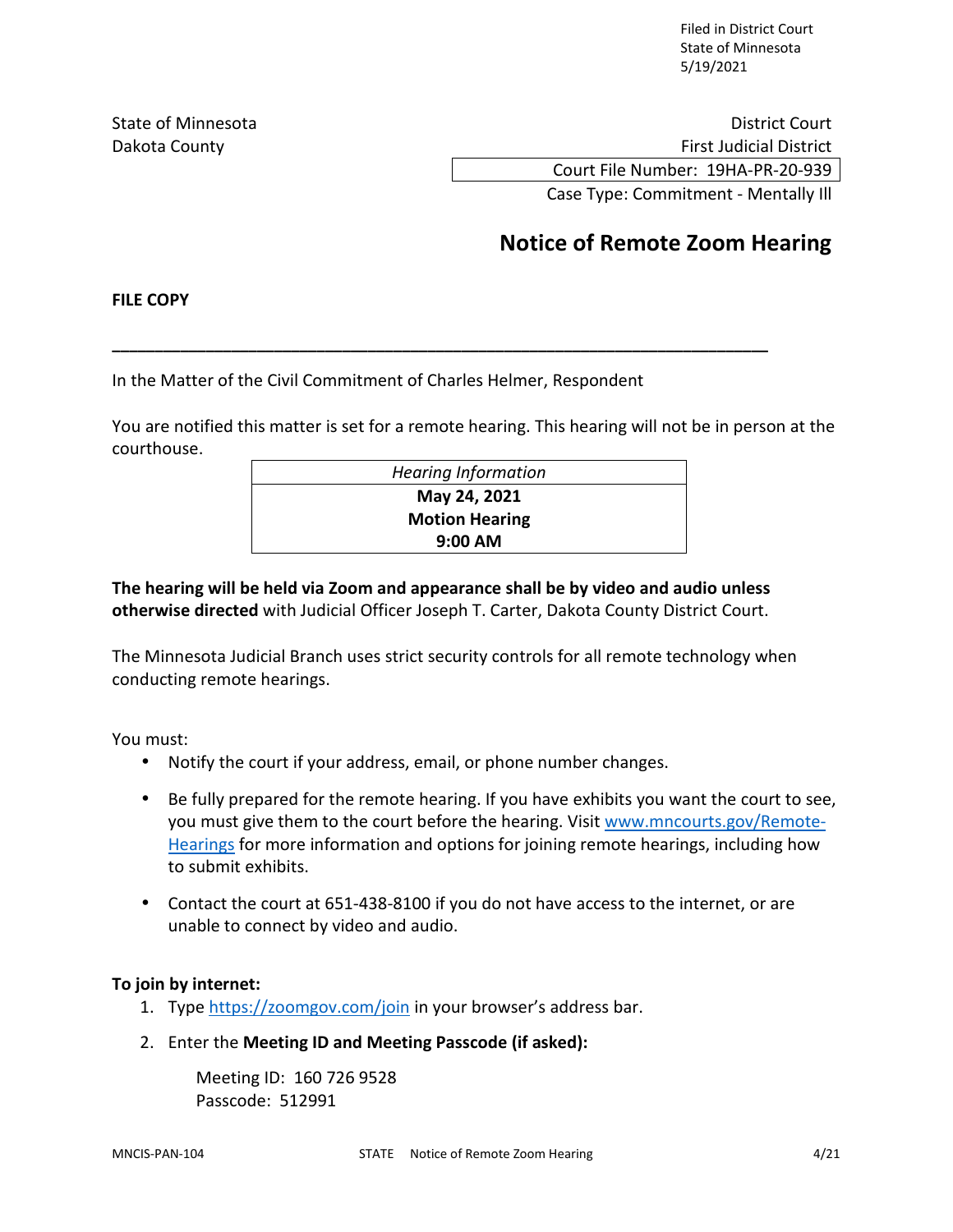Filed in District Court
State of Minnesota
5/19/2021

State of Minnesota
Dakota County

District Court
First Judicial District
Court File Number: 19HA-PR-20-939
Case Type: Commitment - Mentally Ill

# Notice of Remote Zoom Hearing

**FILE COPY**

---

In the Matter of the Civil Commitment of Charles Helmer, Respondent

You are notified this matter is set for a remote hearing. This hearing will not be in person at the courthouse.

| *Hearing Information* |
|---|
| **May 24, 2021** |
| **Motion Hearing** |
| **9:00 AM** |

**The hearing will be held via Zoom and appearance shall be by video and audio unless otherwise directed** with Judicial Officer Joseph T. Carter, Dakota County District Court.

The Minnesota Judicial Branch uses strict security controls for all remote technology when conducting remote hearings.

You must:

- Notify the court if your address, email, or phone number changes.
- Be fully prepared for the remote hearing. If you have exhibits you want the court to see, you must give them to the court before the hearing. Visit www.mncourts.gov/Remote-Hearings for more information and options for joining remote hearings, including how to submit exhibits.
- Contact the court at 651-438-8100 if you do not have access to the internet, or are unable to connect by video and audio.

**To join by internet:**

1. Type https://zoomgov.com/join in your browser's address bar.
2. Enter the **Meeting ID and Meeting Passcode (if asked):**

   Meeting ID: 160 726 9528
   Passcode: 512991

MNCIS-PAN-104 STATE Notice of Remote Zoom Hearing 4/21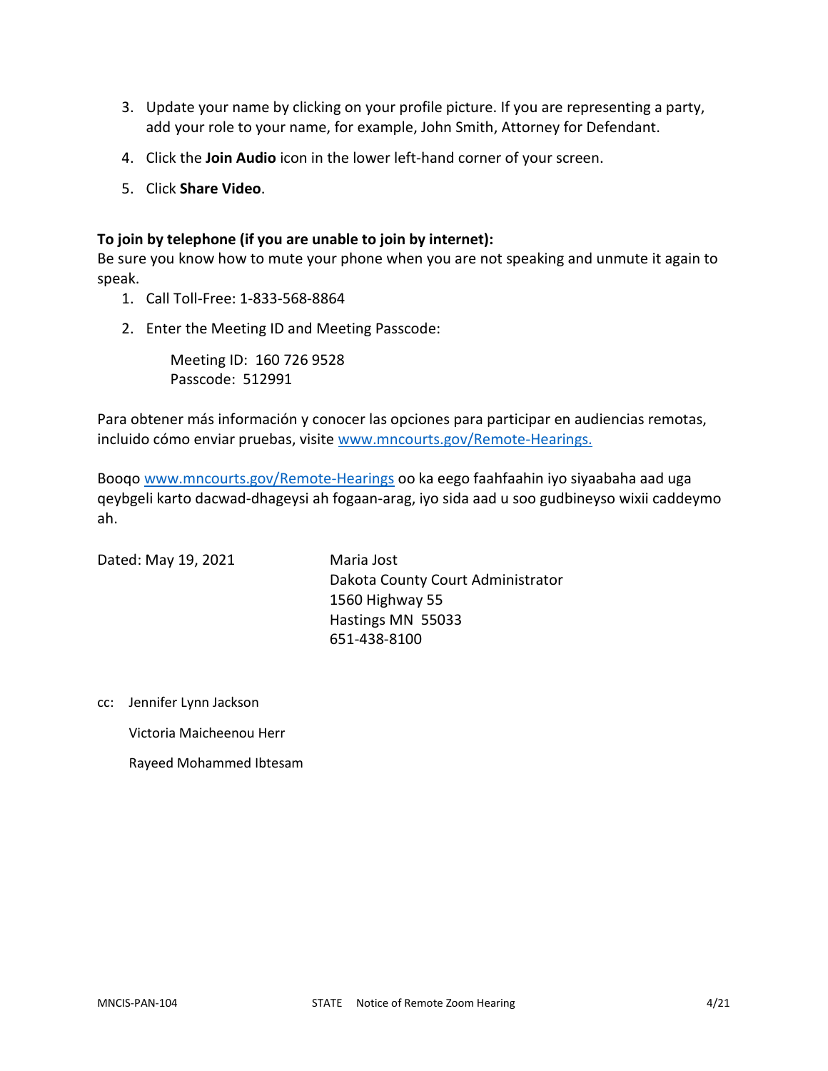3. Update your name by clicking on your profile picture. If you are representing a party, add your role to your name, for example, John Smith, Attorney for Defendant.
4. Click the **Join Audio** icon in the lower left-hand corner of your screen.
5. Click **Share Video**.

**To join by telephone (if you are unable to join by internet):**
Be sure you know how to mute your phone when you are not speaking and unmute it again to speak.

1. Call Toll-Free: 1-833-568-8864
2. Enter the Meeting ID and Meeting Passcode:

   Meeting ID: 160 726 9528
   Passcode: 512991

Para obtener más información y conocer las opciones para participar en audiencias remotas, incluido cómo enviar pruebas, visite www.mncourts.gov/Remote-Hearings.

Booqo www.mncourts.gov/Remote-Hearings oo ka eego faahfaahin iyo siyaabaha aad uga qeybgeli karto dacwad-dhageysi ah fogaan-arag, iyo sida aad u soo gudbineyso wixii caddeymo ah.

Dated: May 19, 2021

Maria Jost
Dakota County Court Administrator
1560 Highway 55
Hastings MN 55033
651-438-8100

cc: Jennifer Lynn Jackson

Victoria Maicheenou Herr

Rayeed Mohammed Ibtesam

MNCIS-PAN-104 STATE Notice of Remote Zoom Hearing 4/21